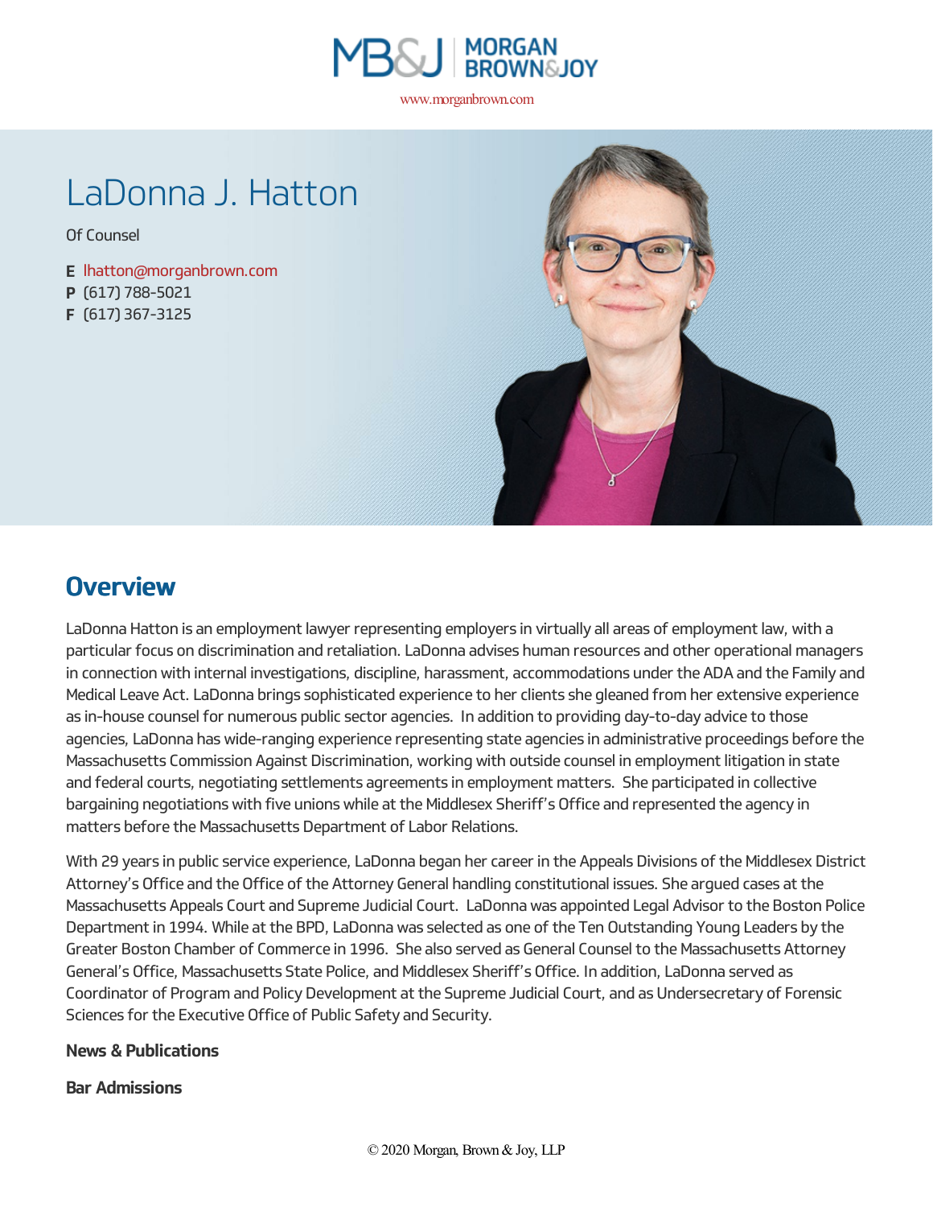# LaDonna J. Hatton

Of Counsel

**E** lhatton@morganbrown.com
**P** (617) 788-5021
**F** (617) 367-3125

## Overview

LaDonna Hatton is an employment lawyer representing employers in virtually all areas of employment law, with a particular focus on discrimination and retaliation. LaDonna advises human resources and other operational managers in connection with internal investigations, discipline, harassment, accommodations under the ADA and the Family and Medical Leave Act. LaDonna brings sophisticated experience to her clients she gleaned from her extensive experience as in-house counsel for numerous public sector agencies. In addition to providing day-to-day advice to those agencies, LaDonna has wide-ranging experience representing state agencies in administrative proceedings before the Massachusetts Commission Against Discrimination, working with outside counsel in employment litigation in state and federal courts, negotiating settlements agreements in employment matters. She participated in collective bargaining negotiations with five unions while at the Middlesex Sheriff's Office and represented the agency in matters before the Massachusetts Department of Labor Relations.

With 29 years in public service experience, LaDonna began her career in the Appeals Divisions of the Middlesex District Attorney's Office and the Office of the Attorney General handling constitutional issues. She argued cases at the Massachusetts Appeals Court and Supreme Judicial Court. LaDonna was appointed Legal Advisor to the Boston Police Department in 1994. While at the BPD, LaDonna was selected as one of the Ten Outstanding Young Leaders by the Greater Boston Chamber of Commerce in 1996. She also served as General Counsel to the Massachusetts Attorney General's Office, Massachusetts State Police, and Middlesex Sheriff's Office. In addition, LaDonna served as Coordinator of Program and Policy Development at the Supreme Judicial Court, and as Undersecretary of Forensic Sciences for the Executive Office of Public Safety and Security.

**News & Publications**

**Bar Admissions**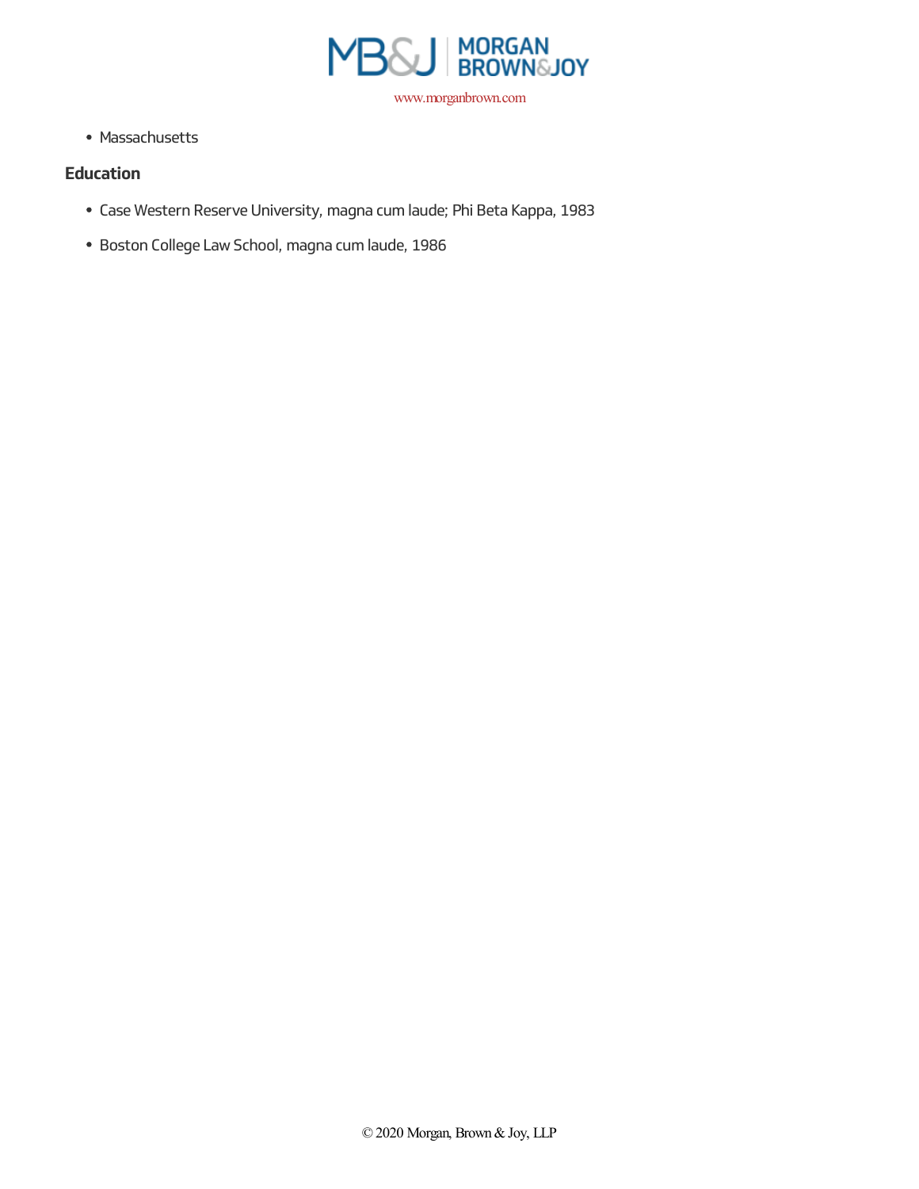- Massachusetts

## Education

- Case Western Reserve University, magna cum laude; Phi Beta Kappa, 1983
- Boston College Law School, magna cum laude, 1986